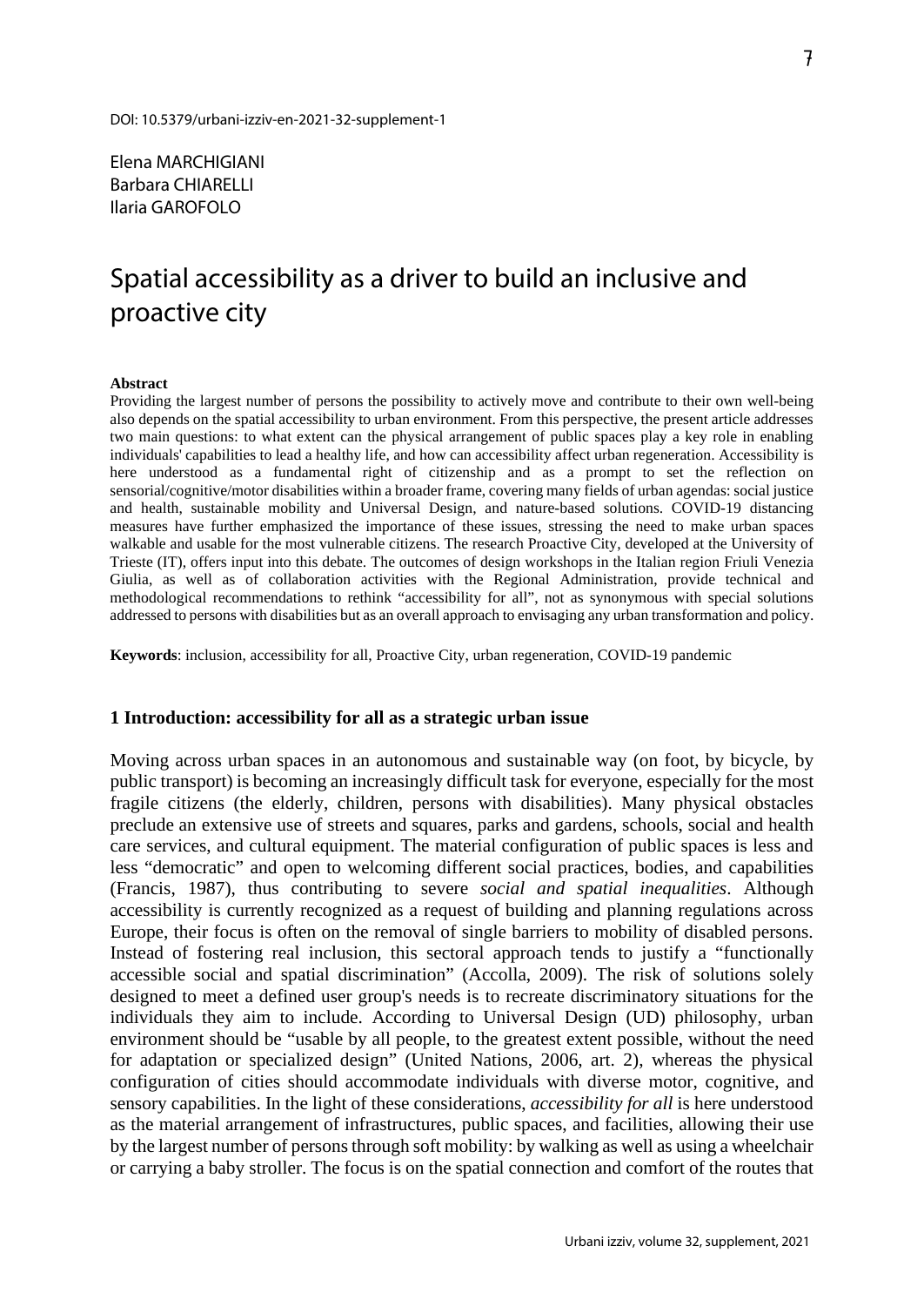DOI: 10.5379/urbani-izziv-en-2021-32-supplement-1

Elena MARCHIGIANI
Barbara CHIARELLI
Ilaria GAROFOLO

# Spatial accessibility as a driver to build an inclusive and proactive city

**Abstract**

Providing the largest number of persons the possibility to actively move and contribute to their own well-being also depends on the spatial accessibility to urban environment. From this perspective, the present article addresses two main questions: to what extent can the physical arrangement of public spaces play a key role in enabling individuals' capabilities to lead a healthy life, and how can accessibility affect urban regeneration. Accessibility is here understood as a fundamental right of citizenship and as a prompt to set the reflection on sensorial/cognitive/motor disabilities within a broader frame, covering many fields of urban agendas: social justice and health, sustainable mobility and Universal Design, and nature-based solutions. COVID-19 distancing measures have further emphasized the importance of these issues, stressing the need to make urban spaces walkable and usable for the most vulnerable citizens. The research Proactive City, developed at the University of Trieste (IT), offers input into this debate. The outcomes of design workshops in the Italian region Friuli Venezia Giulia, as well as of collaboration activities with the Regional Administration, provide technical and methodological recommendations to rethink "accessibility for all", not as synonymous with special solutions addressed to persons with disabilities but as an overall approach to envisaging any urban transformation and policy.

**Keywords**: inclusion, accessibility for all, Proactive City, urban regeneration, COVID-19 pandemic

## 1 Introduction: accessibility for all as a strategic urban issue

Moving across urban spaces in an autonomous and sustainable way (on foot, by bicycle, by public transport) is becoming an increasingly difficult task for everyone, especially for the most fragile citizens (the elderly, children, persons with disabilities). Many physical obstacles preclude an extensive use of streets and squares, parks and gardens, schools, social and health care services, and cultural equipment. The material configuration of public spaces is less and less "democratic" and open to welcoming different social practices, bodies, and capabilities (Francis, 1987), thus contributing to severe *social and spatial inequalities*. Although accessibility is currently recognized as a request of building and planning regulations across Europe, their focus is often on the removal of single barriers to mobility of disabled persons. Instead of fostering real inclusion, this sectoral approach tends to justify a "functionally accessible social and spatial discrimination" (Accolla, 2009). The risk of solutions solely designed to meet a defined user group's needs is to recreate discriminatory situations for the individuals they aim to include. According to Universal Design (UD) philosophy, urban environment should be "usable by all people, to the greatest extent possible, without the need for adaptation or specialized design" (United Nations, 2006, art. 2), whereas the physical configuration of cities should accommodate individuals with diverse motor, cognitive, and sensory capabilities. In the light of these considerations, *accessibility for all* is here understood as the material arrangement of infrastructures, public spaces, and facilities, allowing their use by the largest number of persons through soft mobility: by walking as well as using a wheelchair or carrying a baby stroller. The focus is on the spatial connection and comfort of the routes that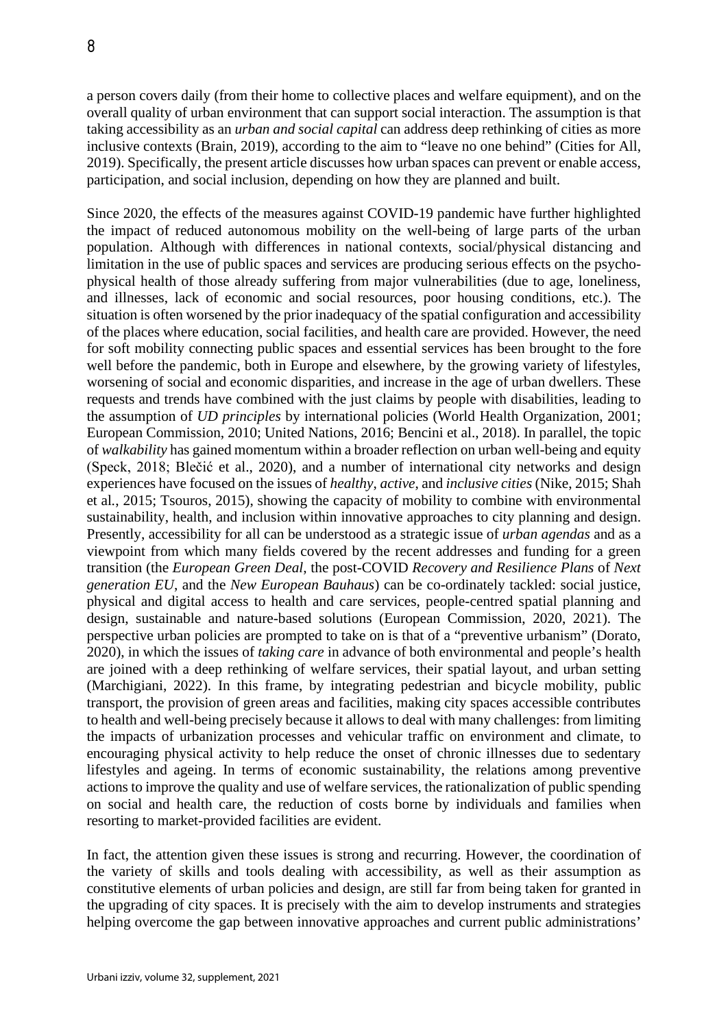a person covers daily (from their home to collective places and welfare equipment), and on the overall quality of urban environment that can support social interaction. The assumption is that taking accessibility as an *urban and social capital* can address deep rethinking of cities as more inclusive contexts (Brain, 2019), according to the aim to "leave no one behind" (Cities for All, 2019). Specifically, the present article discusses how urban spaces can prevent or enable access, participation, and social inclusion, depending on how they are planned and built.

Since 2020, the effects of the measures against COVID-19 pandemic have further highlighted the impact of reduced autonomous mobility on the well-being of large parts of the urban population. Although with differences in national contexts, social/physical distancing and limitation in the use of public spaces and services are producing serious effects on the psycho-physical health of those already suffering from major vulnerabilities (due to age, loneliness, and illnesses, lack of economic and social resources, poor housing conditions, etc.). The situation is often worsened by the prior inadequacy of the spatial configuration and accessibility of the places where education, social facilities, and health care are provided. However, the need for soft mobility connecting public spaces and essential services has been brought to the fore well before the pandemic, both in Europe and elsewhere, by the growing variety of lifestyles, worsening of social and economic disparities, and increase in the age of urban dwellers. These requests and trends have combined with the just claims by people with disabilities, leading to the assumption of *UD principles* by international policies (World Health Organization, 2001; European Commission, 2010; United Nations, 2016; Bencini et al., 2018). In parallel, the topic of *walkability* has gained momentum within a broader reflection on urban well-being and equity (Speck, 2018; Blečić et al., 2020), and a number of international city networks and design experiences have focused on the issues of *healthy*, *active*, and *inclusive cities* (Nike, 2015; Shah et al., 2015; Tsouros, 2015), showing the capacity of mobility to combine with environmental sustainability, health, and inclusion within innovative approaches to city planning and design. Presently, accessibility for all can be understood as a strategic issue of *urban agendas* and as a viewpoint from which many fields covered by the recent addresses and funding for a green transition (the *European Green Deal*, the post-COVID *Recovery and Resilience Plans* of *Next generation EU*, and the *New European Bauhaus*) can be co-ordinately tackled: social justice, physical and digital access to health and care services, people-centred spatial planning and design, sustainable and nature-based solutions (European Commission, 2020, 2021). The perspective urban policies are prompted to take on is that of a "preventive urbanism" (Dorato, 2020), in which the issues of *taking care* in advance of both environmental and people's health are joined with a deep rethinking of welfare services, their spatial layout, and urban setting (Marchigiani, 2022). In this frame, by integrating pedestrian and bicycle mobility, public transport, the provision of green areas and facilities, making city spaces accessible contributes to health and well-being precisely because it allows to deal with many challenges: from limiting the impacts of urbanization processes and vehicular traffic on environment and climate, to encouraging physical activity to help reduce the onset of chronic illnesses due to sedentary lifestyles and ageing. In terms of economic sustainability, the relations among preventive actions to improve the quality and use of welfare services, the rationalization of public spending on social and health care, the reduction of costs borne by individuals and families when resorting to market-provided facilities are evident.

In fact, the attention given these issues is strong and recurring. However, the coordination of the variety of skills and tools dealing with accessibility, as well as their assumption as constitutive elements of urban policies and design, are still far from being taken for granted in the upgrading of city spaces. It is precisely with the aim to develop instruments and strategies helping overcome the gap between innovative approaches and current public administrations'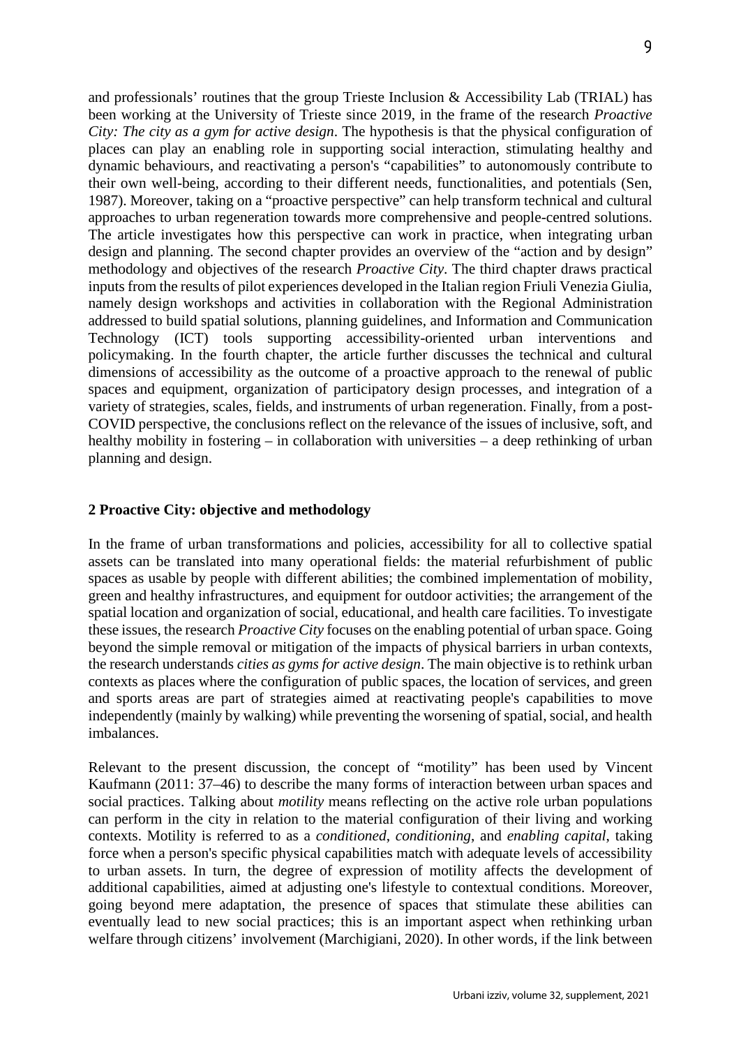and professionals' routines that the group Trieste Inclusion & Accessibility Lab (TRIAL) has been working at the University of Trieste since 2019, in the frame of the research *Proactive City: The city as a gym for active design*. The hypothesis is that the physical configuration of places can play an enabling role in supporting social interaction, stimulating healthy and dynamic behaviours, and reactivating a person's "capabilities" to autonomously contribute to their own well-being, according to their different needs, functionalities, and potentials (Sen, 1987). Moreover, taking on a "proactive perspective" can help transform technical and cultural approaches to urban regeneration towards more comprehensive and people-centred solutions. The article investigates how this perspective can work in practice, when integrating urban design and planning. The second chapter provides an overview of the "action and by design" methodology and objectives of the research *Proactive City*. The third chapter draws practical inputs from the results of pilot experiences developed in the Italian region Friuli Venezia Giulia, namely design workshops and activities in collaboration with the Regional Administration addressed to build spatial solutions, planning guidelines, and Information and Communication Technology (ICT) tools supporting accessibility-oriented urban interventions and policymaking. In the fourth chapter, the article further discusses the technical and cultural dimensions of accessibility as the outcome of a proactive approach to the renewal of public spaces and equipment, organization of participatory design processes, and integration of a variety of strategies, scales, fields, and instruments of urban regeneration. Finally, from a post-COVID perspective, the conclusions reflect on the relevance of the issues of inclusive, soft, and healthy mobility in fostering – in collaboration with universities – a deep rethinking of urban planning and design.

## 2 Proactive City: objective and methodology

In the frame of urban transformations and policies, accessibility for all to collective spatial assets can be translated into many operational fields: the material refurbishment of public spaces as usable by people with different abilities; the combined implementation of mobility, green and healthy infrastructures, and equipment for outdoor activities; the arrangement of the spatial location and organization of social, educational, and health care facilities. To investigate these issues, the research *Proactive City* focuses on the enabling potential of urban space. Going beyond the simple removal or mitigation of the impacts of physical barriers in urban contexts, the research understands *cities as gyms for active design*. The main objective is to rethink urban contexts as places where the configuration of public spaces, the location of services, and green and sports areas are part of strategies aimed at reactivating people's capabilities to move independently (mainly by walking) while preventing the worsening of spatial, social, and health imbalances.

Relevant to the present discussion, the concept of "motility" has been used by Vincent Kaufmann (2011: 37–46) to describe the many forms of interaction between urban spaces and social practices. Talking about *motility* means reflecting on the active role urban populations can perform in the city in relation to the material configuration of their living and working contexts. Motility is referred to as a *conditioned*, *conditioning*, and *enabling capital*, taking force when a person's specific physical capabilities match with adequate levels of accessibility to urban assets. In turn, the degree of expression of motility affects the development of additional capabilities, aimed at adjusting one's lifestyle to contextual conditions. Moreover, going beyond mere adaptation, the presence of spaces that stimulate these abilities can eventually lead to new social practices; this is an important aspect when rethinking urban welfare through citizens' involvement (Marchigiani, 2020). In other words, if the link between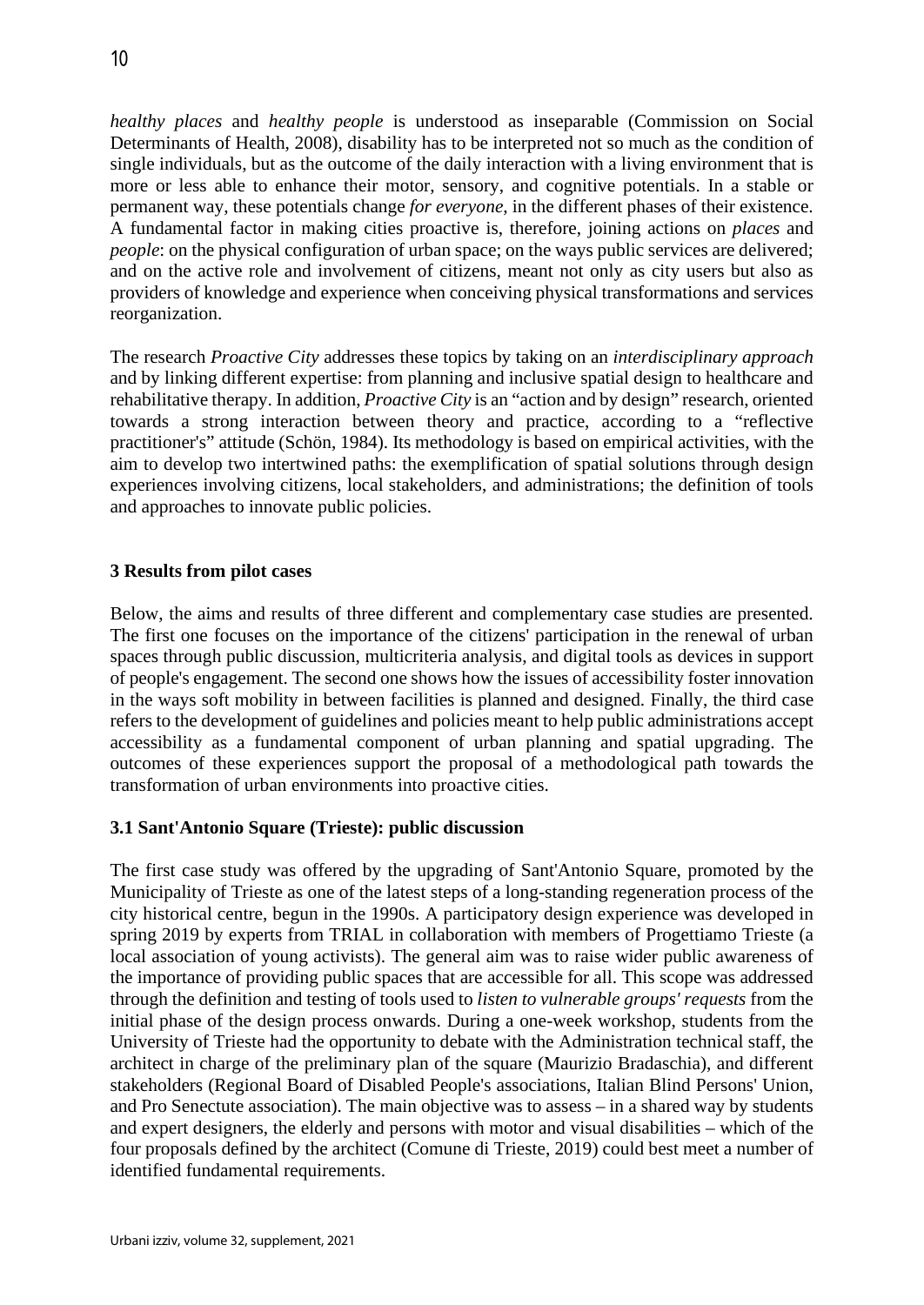*healthy places* and *healthy people* is understood as inseparable (Commission on Social Determinants of Health, 2008), disability has to be interpreted not so much as the condition of single individuals, but as the outcome of the daily interaction with a living environment that is more or less able to enhance their motor, sensory, and cognitive potentials. In a stable or permanent way, these potentials change *for everyone*, in the different phases of their existence. A fundamental factor in making cities proactive is, therefore, joining actions on *places* and *people*: on the physical configuration of urban space; on the ways public services are delivered; and on the active role and involvement of citizens, meant not only as city users but also as providers of knowledge and experience when conceiving physical transformations and services reorganization.

The research *Proactive City* addresses these topics by taking on an *interdisciplinary approach* and by linking different expertise: from planning and inclusive spatial design to healthcare and rehabilitative therapy. In addition, *Proactive City* is an "action and by design" research, oriented towards a strong interaction between theory and practice, according to a "reflective practitioner's" attitude (Schön, 1984). Its methodology is based on empirical activities, with the aim to develop two intertwined paths: the exemplification of spatial solutions through design experiences involving citizens, local stakeholders, and administrations; the definition of tools and approaches to innovate public policies.

## 3 Results from pilot cases

Below, the aims and results of three different and complementary case studies are presented. The first one focuses on the importance of the citizens' participation in the renewal of urban spaces through public discussion, multicriteria analysis, and digital tools as devices in support of people's engagement. The second one shows how the issues of accessibility foster innovation in the ways soft mobility in between facilities is planned and designed. Finally, the third case refers to the development of guidelines and policies meant to help public administrations accept accessibility as a fundamental component of urban planning and spatial upgrading. The outcomes of these experiences support the proposal of a methodological path towards the transformation of urban environments into proactive cities.

### 3.1 Sant'Antonio Square (Trieste): public discussion

The first case study was offered by the upgrading of Sant'Antonio Square, promoted by the Municipality of Trieste as one of the latest steps of a long-standing regeneration process of the city historical centre, begun in the 1990s. A participatory design experience was developed in spring 2019 by experts from TRIAL in collaboration with members of Progettiamo Trieste (a local association of young activists). The general aim was to raise wider public awareness of the importance of providing public spaces that are accessible for all. This scope was addressed through the definition and testing of tools used to *listen to vulnerable groups' requests* from the initial phase of the design process onwards. During a one-week workshop, students from the University of Trieste had the opportunity to debate with the Administration technical staff, the architect in charge of the preliminary plan of the square (Maurizio Bradaschia), and different stakeholders (Regional Board of Disabled People's associations, Italian Blind Persons' Union, and Pro Senectute association). The main objective was to assess – in a shared way by students and expert designers, the elderly and persons with motor and visual disabilities – which of the four proposals defined by the architect (Comune di Trieste, 2019) could best meet a number of identified fundamental requirements.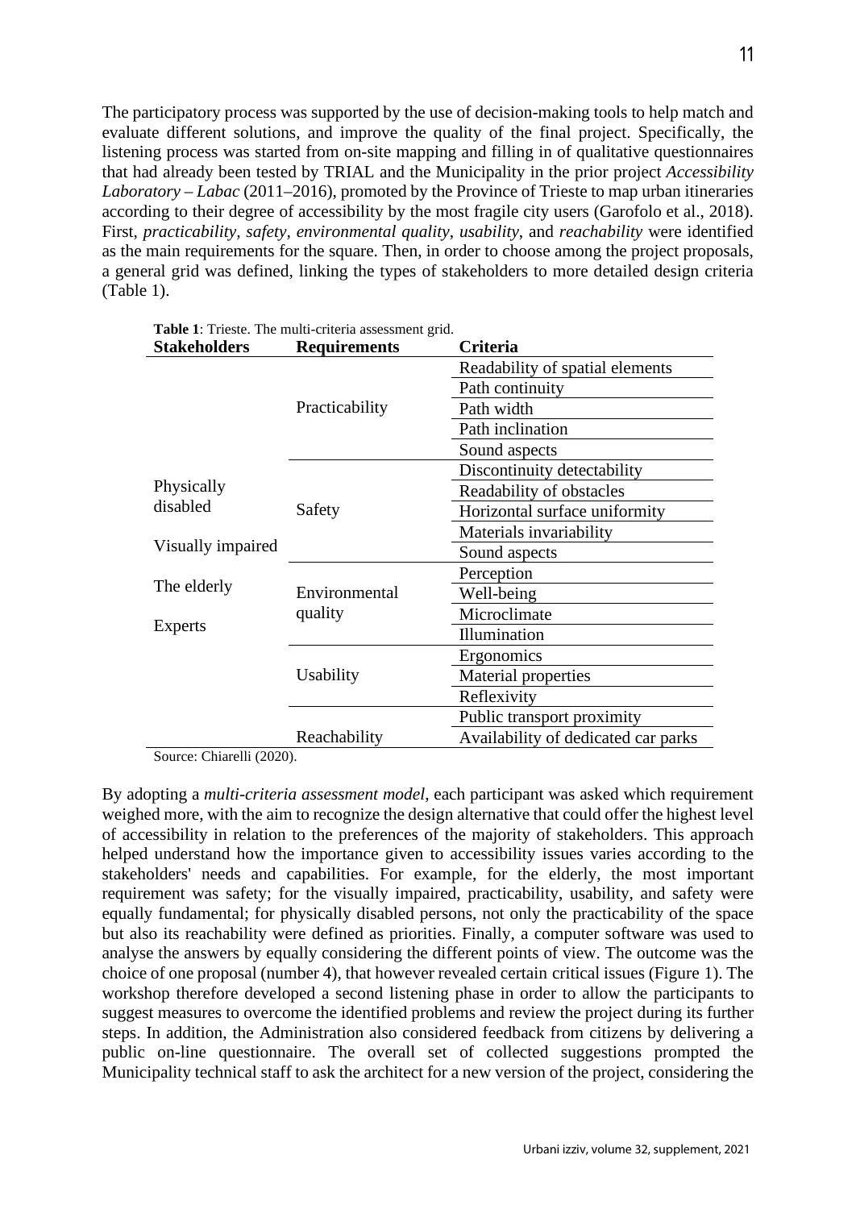The participatory process was supported by the use of decision-making tools to help match and evaluate different solutions, and improve the quality of the final project. Specifically, the listening process was started from on-site mapping and filling in of qualitative questionnaires that had already been tested by TRIAL and the Municipality in the prior project *Accessibility Laboratory – Labac* (2011–2016), promoted by the Province of Trieste to map urban itineraries according to their degree of accessibility by the most fragile city users (Garofolo et al., 2018). First, *practicability, safety, environmental quality, usability,* and *reachability* were identified as the main requirements for the square. Then, in order to choose among the project proposals, a general grid was defined, linking the types of stakeholders to more detailed design criteria (Table 1).

**Table 1**: Trieste. The multi-criteria assessment grid.

| Stakeholders | Requirements | Criteria |
|---|---|---|
| Physically disabled<br>Visually impaired<br>The elderly<br>Experts | Practicability | Readability of spatial elements |
| | | Path continuity |
| | | Path width |
| | | Path inclination |
| | | Sound aspects |
| | Safety | Discontinuity detectability |
| | | Readability of obstacles |
| | | Horizontal surface uniformity |
| | | Materials invariability |
| | | Sound aspects |
| | Environmental quality | Perception |
| | | Well-being |
| | | Microclimate |
| | | Illumination |
| | Usability | Ergonomics |
| | | Material properties |
| | | Reflexivity |
| | Reachability | Public transport proximity |
| | | Availability of dedicated car parks |

Source: Chiarelli (2020).

By adopting a *multi-criteria assessment model*, each participant was asked which requirement weighed more, with the aim to recognize the design alternative that could offer the highest level of accessibility in relation to the preferences of the majority of stakeholders. This approach helped understand how the importance given to accessibility issues varies according to the stakeholders' needs and capabilities. For example, for the elderly, the most important requirement was safety; for the visually impaired, practicability, usability, and safety were equally fundamental; for physically disabled persons, not only the practicability of the space but also its reachability were defined as priorities. Finally, a computer software was used to analyse the answers by equally considering the different points of view. The outcome was the choice of one proposal (number 4), that however revealed certain critical issues (Figure 1). The workshop therefore developed a second listening phase in order to allow the participants to suggest measures to overcome the identified problems and review the project during its further steps. In addition, the Administration also considered feedback from citizens by delivering a public on-line questionnaire. The overall set of collected suggestions prompted the Municipality technical staff to ask the architect for a new version of the project, considering the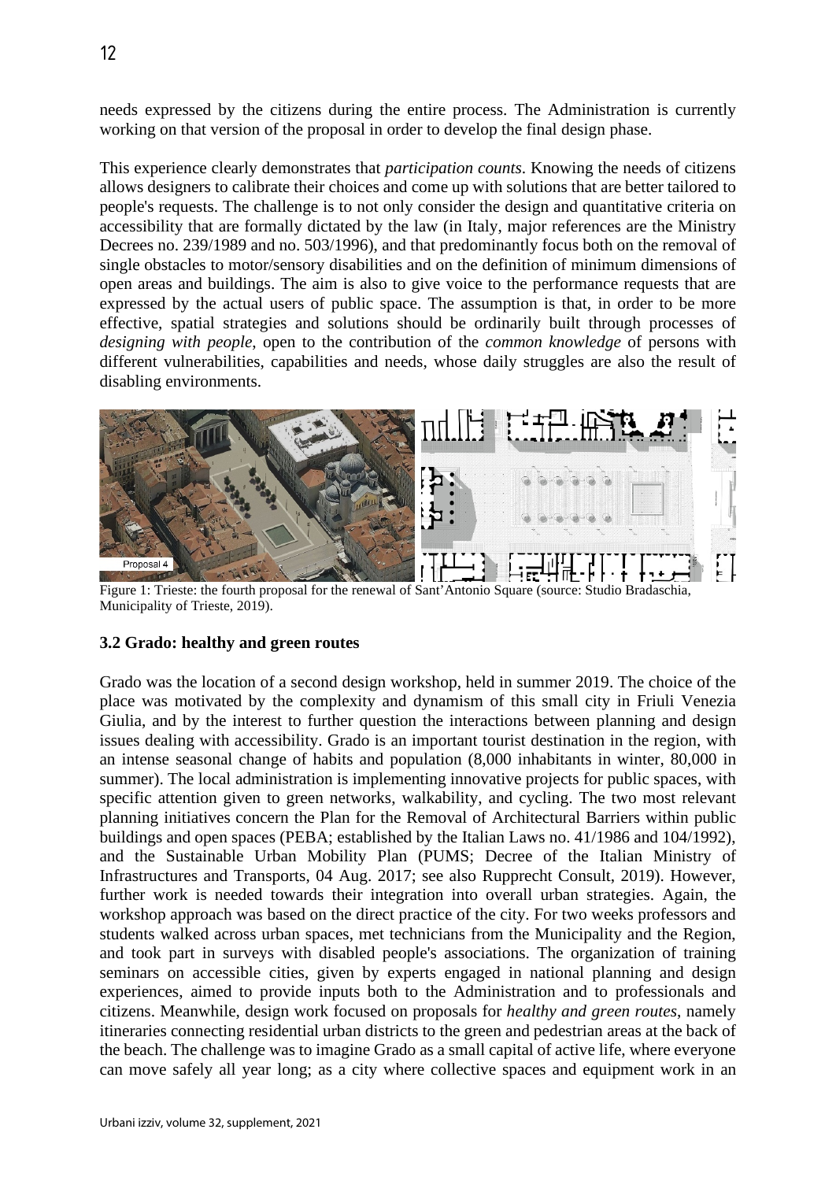needs expressed by the citizens during the entire process. The Administration is currently working on that version of the proposal in order to develop the final design phase.

This experience clearly demonstrates that *participation counts*. Knowing the needs of citizens allows designers to calibrate their choices and come up with solutions that are better tailored to people's requests. The challenge is to not only consider the design and quantitative criteria on accessibility that are formally dictated by the law (in Italy, major references are the Ministry Decrees no. 239/1989 and no. 503/1996), and that predominantly focus both on the removal of single obstacles to motor/sensory disabilities and on the definition of minimum dimensions of open areas and buildings. The aim is also to give voice to the performance requests that are expressed by the actual users of public space. The assumption is that, in order to be more effective, spatial strategies and solutions should be ordinarily built through processes of *designing with people*, open to the contribution of the *common knowledge* of persons with different vulnerabilities, capabilities and needs, whose daily struggles are also the result of disabling environments.

Figure 1: Trieste: the fourth proposal for the renewal of Sant'Antonio Square (source: Studio Bradaschia, Municipality of Trieste, 2019).

### 3.2 Grado: healthy and green routes

Grado was the location of a second design workshop, held in summer 2019. The choice of the place was motivated by the complexity and dynamism of this small city in Friuli Venezia Giulia, and by the interest to further question the interactions between planning and design issues dealing with accessibility. Grado is an important tourist destination in the region, with an intense seasonal change of habits and population (8,000 inhabitants in winter, 80,000 in summer). The local administration is implementing innovative projects for public spaces, with specific attention given to green networks, walkability, and cycling. The two most relevant planning initiatives concern the Plan for the Removal of Architectural Barriers within public buildings and open spaces (PEBA; established by the Italian Laws no. 41/1986 and 104/1992), and the Sustainable Urban Mobility Plan (PUMS; Decree of the Italian Ministry of Infrastructures and Transports, 04 Aug. 2017; see also Rupprecht Consult, 2019). However, further work is needed towards their integration into overall urban strategies. Again, the workshop approach was based on the direct practice of the city. For two weeks professors and students walked across urban spaces, met technicians from the Municipality and the Region, and took part in surveys with disabled people's associations. The organization of training seminars on accessible cities, given by experts engaged in national planning and design experiences, aimed to provide inputs both to the Administration and to professionals and citizens. Meanwhile, design work focused on proposals for *healthy and green routes*, namely itineraries connecting residential urban districts to the green and pedestrian areas at the back of the beach. The challenge was to imagine Grado as a small capital of active life, where everyone can move safely all year long; as a city where collective spaces and equipment work in an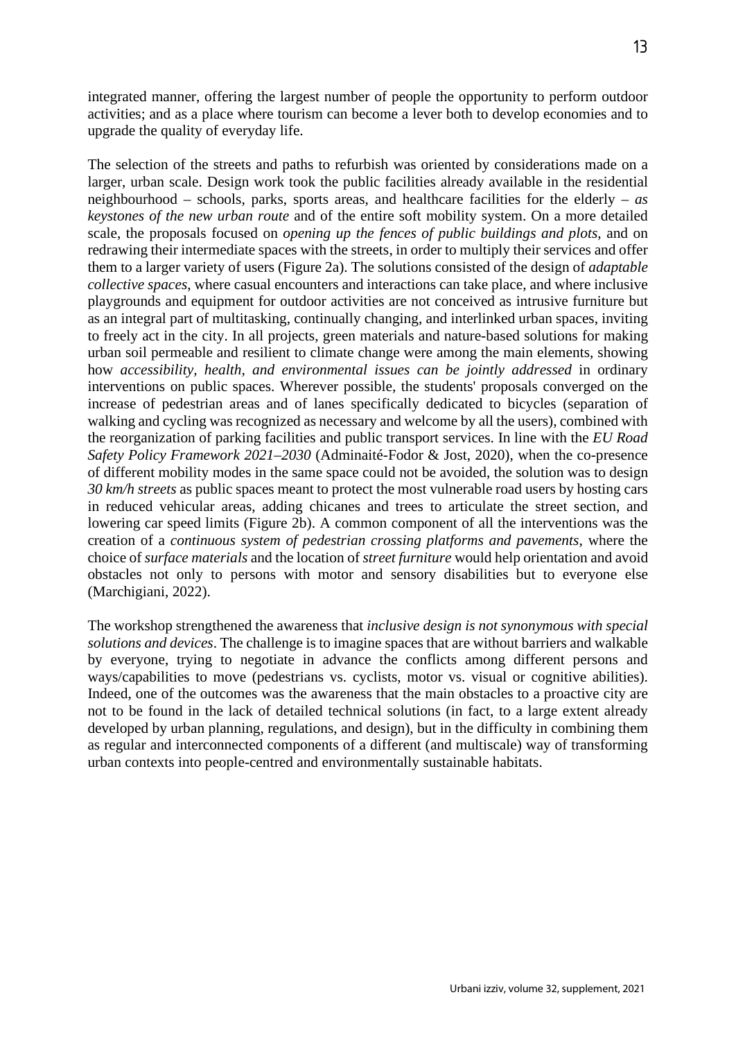integrated manner, offering the largest number of people the opportunity to perform outdoor activities; and as a place where tourism can become a lever both to develop economies and to upgrade the quality of everyday life.

The selection of the streets and paths to refurbish was oriented by considerations made on a larger, urban scale. Design work took the public facilities already available in the residential neighbourhood – schools, parks, sports areas, and healthcare facilities for the elderly – *as keystones of the new urban route* and of the entire soft mobility system. On a more detailed scale, the proposals focused on *opening up the fences of public buildings and plots*, and on redrawing their intermediate spaces with the streets, in order to multiply their services and offer them to a larger variety of users (Figure 2a). The solutions consisted of the design of *adaptable collective spaces*, where casual encounters and interactions can take place, and where inclusive playgrounds and equipment for outdoor activities are not conceived as intrusive furniture but as an integral part of multitasking, continually changing, and interlinked urban spaces, inviting to freely act in the city. In all projects, green materials and nature-based solutions for making urban soil permeable and resilient to climate change were among the main elements, showing how *accessibility, health, and environmental issues can be jointly addressed* in ordinary interventions on public spaces. Wherever possible, the students' proposals converged on the increase of pedestrian areas and of lanes specifically dedicated to bicycles (separation of walking and cycling was recognized as necessary and welcome by all the users), combined with the reorganization of parking facilities and public transport services. In line with the *EU Road Safety Policy Framework 2021–2030* (Adminaité-Fodor & Jost, 2020), when the co-presence of different mobility modes in the same space could not be avoided, the solution was to design *30 km/h streets* as public spaces meant to protect the most vulnerable road users by hosting cars in reduced vehicular areas, adding chicanes and trees to articulate the street section, and lowering car speed limits (Figure 2b). A common component of all the interventions was the creation of a *continuous system of pedestrian crossing platforms and pavements*, where the choice of *surface materials* and the location of *street furniture* would help orientation and avoid obstacles not only to persons with motor and sensory disabilities but to everyone else (Marchigiani, 2022).

The workshop strengthened the awareness that *inclusive design is not synonymous with special solutions and devices*. The challenge is to imagine spaces that are without barriers and walkable by everyone, trying to negotiate in advance the conflicts among different persons and ways/capabilities to move (pedestrians vs. cyclists, motor vs. visual or cognitive abilities). Indeed, one of the outcomes was the awareness that the main obstacles to a proactive city are not to be found in the lack of detailed technical solutions (in fact, to a large extent already developed by urban planning, regulations, and design), but in the difficulty in combining them as regular and interconnected components of a different (and multiscale) way of transforming urban contexts into people-centred and environmentally sustainable habitats.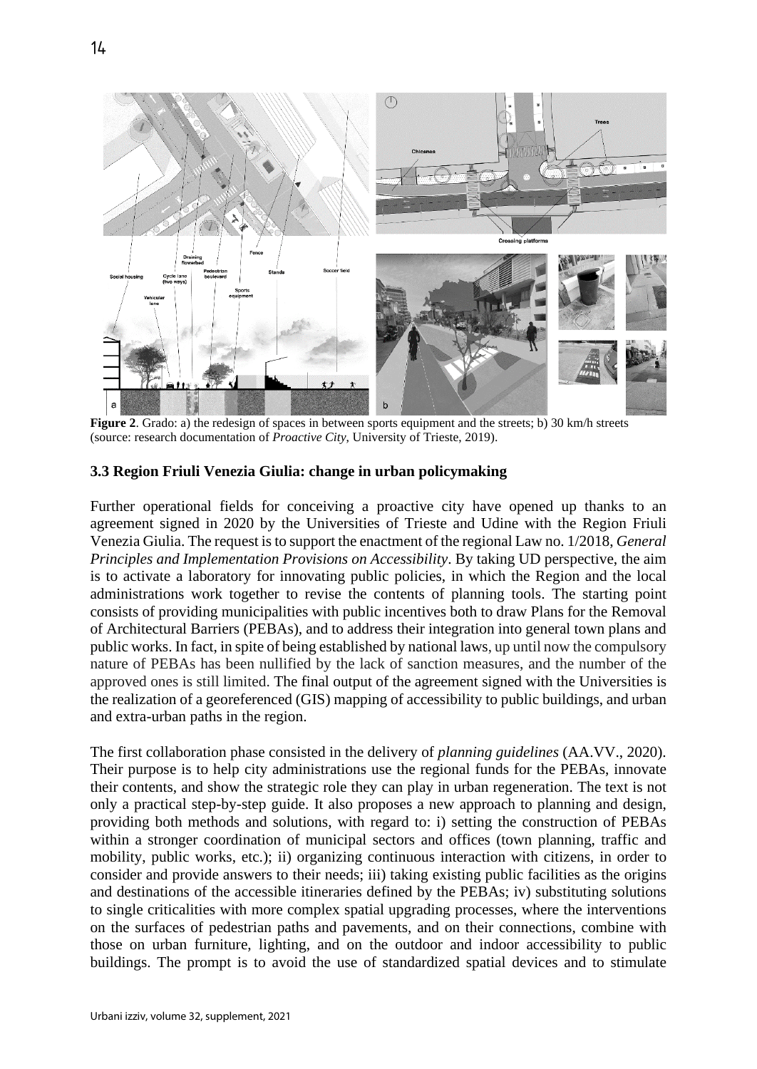**Figure 2**. Grado: a) the redesign of spaces in between sports equipment and the streets; b) 30 km/h streets (source: research documentation of *Proactive City*, University of Trieste, 2019).

### 3.3 Region Friuli Venezia Giulia: change in urban policymaking

Further operational fields for conceiving a proactive city have opened up thanks to an agreement signed in 2020 by the Universities of Trieste and Udine with the Region Friuli Venezia Giulia. The request is to support the enactment of the regional Law no. 1/2018, *General Principles and Implementation Provisions on Accessibility*. By taking UD perspective, the aim is to activate a laboratory for innovating public policies, in which the Region and the local administrations work together to revise the contents of planning tools. The starting point consists of providing municipalities with public incentives both to draw Plans for the Removal of Architectural Barriers (PEBAs), and to address their integration into general town plans and public works. In fact, in spite of being established by national laws, up until now the compulsory nature of PEBAs has been nullified by the lack of sanction measures, and the number of the approved ones is still limited. The final output of the agreement signed with the Universities is the realization of a georeferenced (GIS) mapping of accessibility to public buildings, and urban and extra-urban paths in the region.

The first collaboration phase consisted in the delivery of *planning guidelines* (AA.VV., 2020). Their purpose is to help city administrations use the regional funds for the PEBAs, innovate their contents, and show the strategic role they can play in urban regeneration. The text is not only a practical step-by-step guide. It also proposes a new approach to planning and design, providing both methods and solutions, with regard to: i) setting the construction of PEBAs within a stronger coordination of municipal sectors and offices (town planning, traffic and mobility, public works, etc.); ii) organizing continuous interaction with citizens, in order to consider and provide answers to their needs; iii) taking existing public facilities as the origins and destinations of the accessible itineraries defined by the PEBAs; iv) substituting solutions to single criticalities with more complex spatial upgrading processes, where the interventions on the surfaces of pedestrian paths and pavements, and on their connections, combine with those on urban furniture, lighting, and on the outdoor and indoor accessibility to public buildings. The prompt is to avoid the use of standardized spatial devices and to stimulate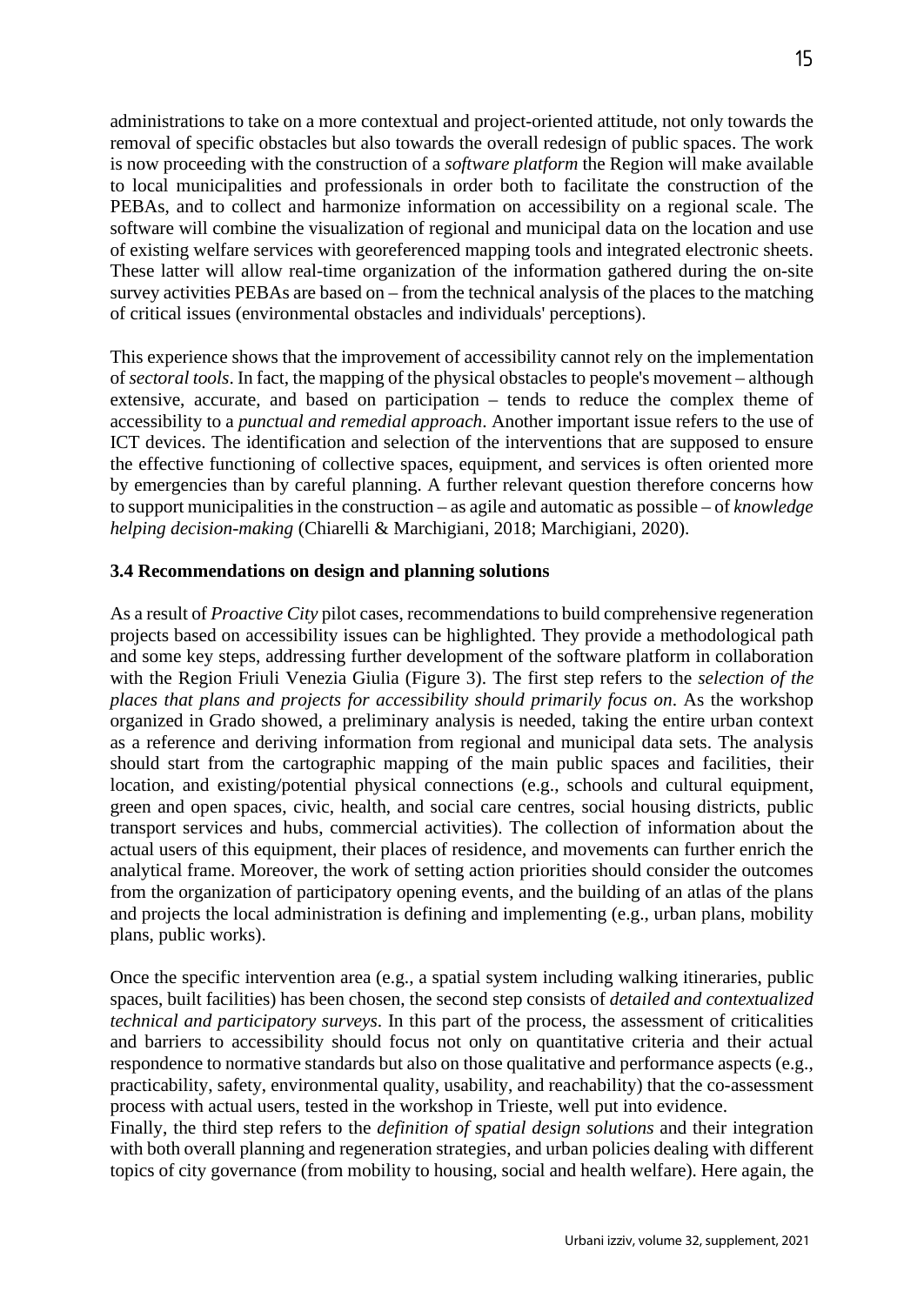administrations to take on a more contextual and project-oriented attitude, not only towards the removal of specific obstacles but also towards the overall redesign of public spaces. The work is now proceeding with the construction of a *software platform* the Region will make available to local municipalities and professionals in order both to facilitate the construction of the PEBAs, and to collect and harmonize information on accessibility on a regional scale. The software will combine the visualization of regional and municipal data on the location and use of existing welfare services with georeferenced mapping tools and integrated electronic sheets. These latter will allow real-time organization of the information gathered during the on-site survey activities PEBAs are based on – from the technical analysis of the places to the matching of critical issues (environmental obstacles and individuals' perceptions).

This experience shows that the improvement of accessibility cannot rely on the implementation of *sectoral tools*. In fact, the mapping of the physical obstacles to people's movement – although extensive, accurate, and based on participation – tends to reduce the complex theme of accessibility to a *punctual and remedial approach*. Another important issue refers to the use of ICT devices. The identification and selection of the interventions that are supposed to ensure the effective functioning of collective spaces, equipment, and services is often oriented more by emergencies than by careful planning. A further relevant question therefore concerns how to support municipalities in the construction – as agile and automatic as possible – of *knowledge helping decision-making* (Chiarelli & Marchigiani, 2018; Marchigiani, 2020).

### 3.4 Recommendations on design and planning solutions

As a result of *Proactive City* pilot cases, recommendations to build comprehensive regeneration projects based on accessibility issues can be highlighted. They provide a methodological path and some key steps, addressing further development of the software platform in collaboration with the Region Friuli Venezia Giulia (Figure 3). The first step refers to the *selection of the places that plans and projects for accessibility should primarily focus on*. As the workshop organized in Grado showed, a preliminary analysis is needed, taking the entire urban context as a reference and deriving information from regional and municipal data sets. The analysis should start from the cartographic mapping of the main public spaces and facilities, their location, and existing/potential physical connections (e.g., schools and cultural equipment, green and open spaces, civic, health, and social care centres, social housing districts, public transport services and hubs, commercial activities). The collection of information about the actual users of this equipment, their places of residence, and movements can further enrich the analytical frame. Moreover, the work of setting action priorities should consider the outcomes from the organization of participatory opening events, and the building of an atlas of the plans and projects the local administration is defining and implementing (e.g., urban plans, mobility plans, public works).

Once the specific intervention area (e.g., a spatial system including walking itineraries, public spaces, built facilities) has been chosen, the second step consists of *detailed and contextualized technical and participatory surveys*. In this part of the process, the assessment of criticalities and barriers to accessibility should focus not only on quantitative criteria and their actual respondence to normative standards but also on those qualitative and performance aspects (e.g., practicability, safety, environmental quality, usability, and reachability) that the co-assessment process with actual users, tested in the workshop in Trieste, well put into evidence.

Finally, the third step refers to the *definition of spatial design solutions* and their integration with both overall planning and regeneration strategies, and urban policies dealing with different topics of city governance (from mobility to housing, social and health welfare). Here again, the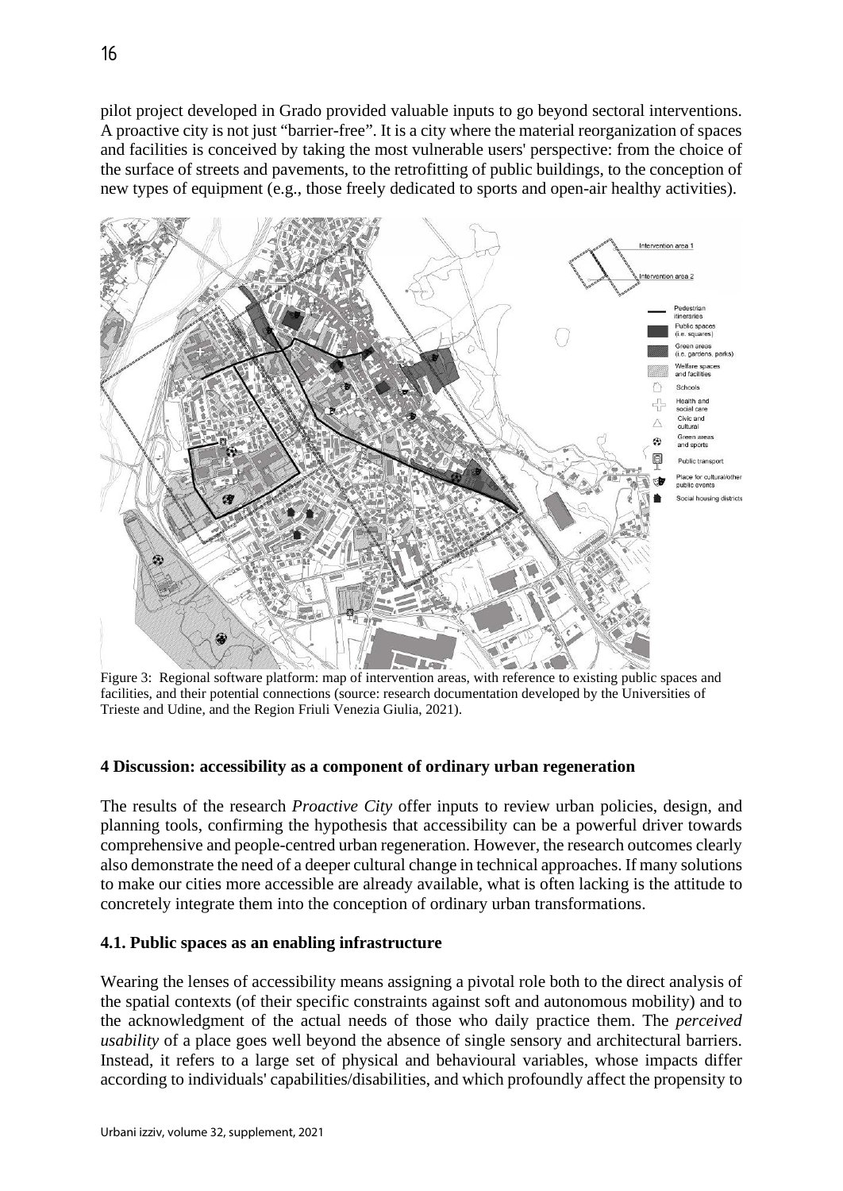pilot project developed in Grado provided valuable inputs to go beyond sectoral interventions. A proactive city is not just "barrier-free". It is a city where the material reorganization of spaces and facilities is conceived by taking the most vulnerable users' perspective: from the choice of the surface of streets and pavements, to the retrofitting of public buildings, to the conception of new types of equipment (e.g., those freely dedicated to sports and open-air healthy activities).

Figure 3: Regional software platform: map of intervention areas, with reference to existing public spaces and facilities, and their potential connections (source: research documentation developed by the Universities of Trieste and Udine, and the Region Friuli Venezia Giulia, 2021).

## 4 Discussion: accessibility as a component of ordinary urban regeneration

The results of the research *Proactive City* offer inputs to review urban policies, design, and planning tools, confirming the hypothesis that accessibility can be a powerful driver towards comprehensive and people-centred urban regeneration. However, the research outcomes clearly also demonstrate the need of a deeper cultural change in technical approaches. If many solutions to make our cities more accessible are already available, what is often lacking is the attitude to concretely integrate them into the conception of ordinary urban transformations.

### 4.1. Public spaces as an enabling infrastructure

Wearing the lenses of accessibility means assigning a pivotal role both to the direct analysis of the spatial contexts (of their specific constraints against soft and autonomous mobility) and to the acknowledgment of the actual needs of those who daily practice them. The *perceived usability* of a place goes well beyond the absence of single sensory and architectural barriers. Instead, it refers to a large set of physical and behavioural variables, whose impacts differ according to individuals' capabilities/disabilities, and which profoundly affect the propensity to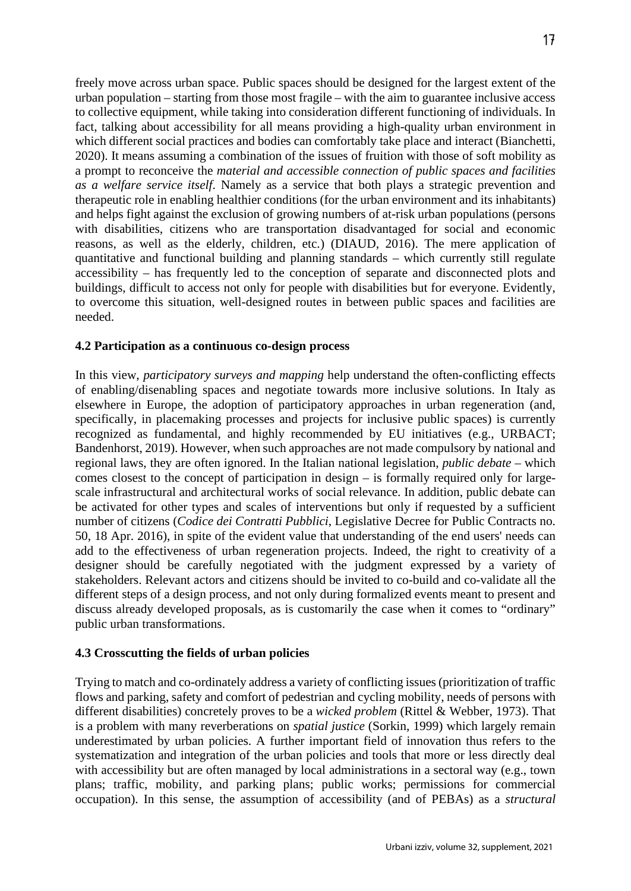freely move across urban space. Public spaces should be designed for the largest extent of the urban population – starting from those most fragile – with the aim to guarantee inclusive access to collective equipment, while taking into consideration different functioning of individuals. In fact, talking about accessibility for all means providing a high-quality urban environment in which different social practices and bodies can comfortably take place and interact (Bianchetti, 2020). It means assuming a combination of the issues of fruition with those of soft mobility as a prompt to reconceive the *material and accessible connection of public spaces and facilities as a welfare service itself*. Namely as a service that both plays a strategic prevention and therapeutic role in enabling healthier conditions (for the urban environment and its inhabitants) and helps fight against the exclusion of growing numbers of at-risk urban populations (persons with disabilities, citizens who are transportation disadvantaged for social and economic reasons, as well as the elderly, children, etc.) (DIAUD, 2016). The mere application of quantitative and functional building and planning standards – which currently still regulate accessibility – has frequently led to the conception of separate and disconnected plots and buildings, difficult to access not only for people with disabilities but for everyone. Evidently, to overcome this situation, well-designed routes in between public spaces and facilities are needed.

### 4.2 Participation as a continuous co-design process

In this view, *participatory surveys and mapping* help understand the often-conflicting effects of enabling/disenabling spaces and negotiate towards more inclusive solutions. In Italy as elsewhere in Europe, the adoption of participatory approaches in urban regeneration (and, specifically, in placemaking processes and projects for inclusive public spaces) is currently recognized as fundamental, and highly recommended by EU initiatives (e.g., URBACT; Bandenhorst, 2019). However, when such approaches are not made compulsory by national and regional laws, they are often ignored. In the Italian national legislation, *public debate* – which comes closest to the concept of participation in design – is formally required only for large-scale infrastructural and architectural works of social relevance. In addition, public debate can be activated for other types and scales of interventions but only if requested by a sufficient number of citizens (*Codice dei Contratti Pubblici*, Legislative Decree for Public Contracts no. 50, 18 Apr. 2016), in spite of the evident value that understanding of the end users' needs can add to the effectiveness of urban regeneration projects. Indeed, the right to creativity of a designer should be carefully negotiated with the judgment expressed by a variety of stakeholders. Relevant actors and citizens should be invited to co-build and co-validate all the different steps of a design process, and not only during formalized events meant to present and discuss already developed proposals, as is customarily the case when it comes to "ordinary" public urban transformations.

### 4.3 Crosscutting the fields of urban policies

Trying to match and co-ordinately address a variety of conflicting issues (prioritization of traffic flows and parking, safety and comfort of pedestrian and cycling mobility, needs of persons with different disabilities) concretely proves to be a *wicked problem* (Rittel & Webber, 1973). That is a problem with many reverberations on *spatial justice* (Sorkin, 1999) which largely remain underestimated by urban policies. A further important field of innovation thus refers to the systematization and integration of the urban policies and tools that more or less directly deal with accessibility but are often managed by local administrations in a sectoral way (e.g., town plans; traffic, mobility, and parking plans; public works; permissions for commercial occupation). In this sense, the assumption of accessibility (and of PEBAs) as a *structural*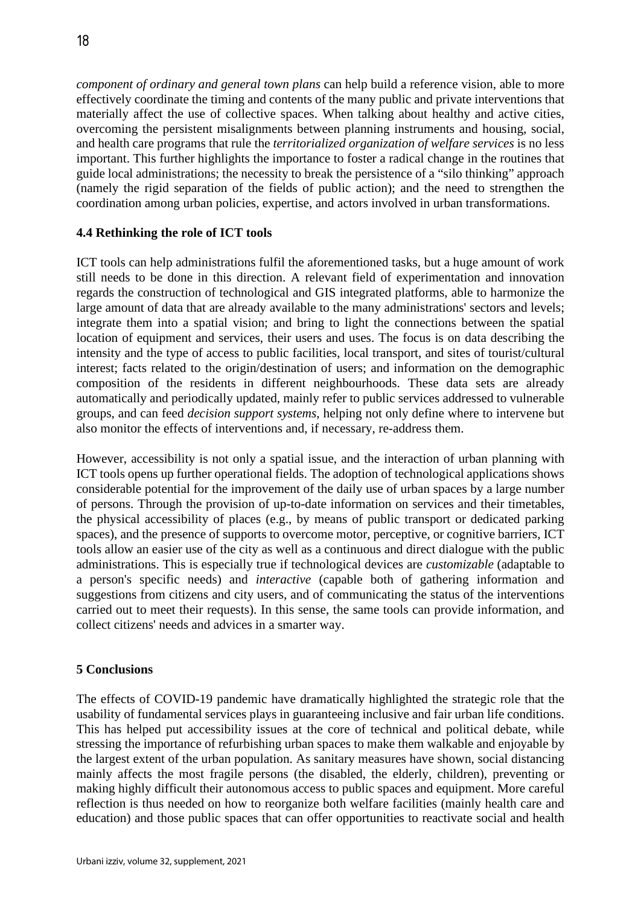*component of ordinary and general town plans* can help build a reference vision, able to more effectively coordinate the timing and contents of the many public and private interventions that materially affect the use of collective spaces. When talking about healthy and active cities, overcoming the persistent misalignments between planning instruments and housing, social, and health care programs that rule the *territorialized organization of welfare services* is no less important. This further highlights the importance to foster a radical change in the routines that guide local administrations; the necessity to break the persistence of a "silo thinking" approach (namely the rigid separation of the fields of public action); and the need to strengthen the coordination among urban policies, expertise, and actors involved in urban transformations.

### 4.4 Rethinking the role of ICT tools

ICT tools can help administrations fulfil the aforementioned tasks, but a huge amount of work still needs to be done in this direction. A relevant field of experimentation and innovation regards the construction of technological and GIS integrated platforms, able to harmonize the large amount of data that are already available to the many administrations' sectors and levels; integrate them into a spatial vision; and bring to light the connections between the spatial location of equipment and services, their users and uses. The focus is on data describing the intensity and the type of access to public facilities, local transport, and sites of tourist/cultural interest; facts related to the origin/destination of users; and information on the demographic composition of the residents in different neighbourhoods. These data sets are already automatically and periodically updated, mainly refer to public services addressed to vulnerable groups, and can feed *decision support systems*, helping not only define where to intervene but also monitor the effects of interventions and, if necessary, re-address them.

However, accessibility is not only a spatial issue, and the interaction of urban planning with ICT tools opens up further operational fields. The adoption of technological applications shows considerable potential for the improvement of the daily use of urban spaces by a large number of persons. Through the provision of up-to-date information on services and their timetables, the physical accessibility of places (e.g., by means of public transport or dedicated parking spaces), and the presence of supports to overcome motor, perceptive, or cognitive barriers, ICT tools allow an easier use of the city as well as a continuous and direct dialogue with the public administrations. This is especially true if technological devices are *customizable* (adaptable to a person's specific needs) and *interactive* (capable both of gathering information and suggestions from citizens and city users, and of communicating the status of the interventions carried out to meet their requests). In this sense, the same tools can provide information, and collect citizens' needs and advices in a smarter way.

## 5 Conclusions

The effects of COVID-19 pandemic have dramatically highlighted the strategic role that the usability of fundamental services plays in guaranteeing inclusive and fair urban life conditions. This has helped put accessibility issues at the core of technical and political debate, while stressing the importance of refurbishing urban spaces to make them walkable and enjoyable by the largest extent of the urban population. As sanitary measures have shown, social distancing mainly affects the most fragile persons (the disabled, the elderly, children), preventing or making highly difficult their autonomous access to public spaces and equipment. More careful reflection is thus needed on how to reorganize both welfare facilities (mainly health care and education) and those public spaces that can offer opportunities to reactivate social and health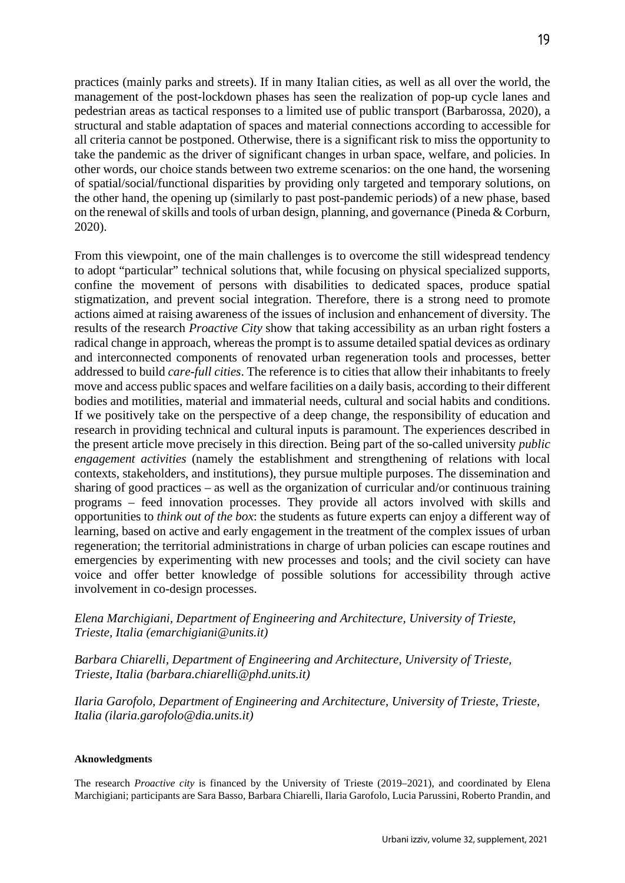practices (mainly parks and streets). If in many Italian cities, as well as all over the world, the management of the post-lockdown phases has seen the realization of pop-up cycle lanes and pedestrian areas as tactical responses to a limited use of public transport (Barbarossa, 2020), a structural and stable adaptation of spaces and material connections according to accessible for all criteria cannot be postponed. Otherwise, there is a significant risk to miss the opportunity to take the pandemic as the driver of significant changes in urban space, welfare, and policies. In other words, our choice stands between two extreme scenarios: on the one hand, the worsening of spatial/social/functional disparities by providing only targeted and temporary solutions, on the other hand, the opening up (similarly to past post-pandemic periods) of a new phase, based on the renewal of skills and tools of urban design, planning, and governance (Pineda & Corburn, 2020).

From this viewpoint, one of the main challenges is to overcome the still widespread tendency to adopt "particular" technical solutions that, while focusing on physical specialized supports, confine the movement of persons with disabilities to dedicated spaces, produce spatial stigmatization, and prevent social integration. Therefore, there is a strong need to promote actions aimed at raising awareness of the issues of inclusion and enhancement of diversity. The results of the research *Proactive City* show that taking accessibility as an urban right fosters a radical change in approach, whereas the prompt is to assume detailed spatial devices as ordinary and interconnected components of renovated urban regeneration tools and processes, better addressed to build *care-full cities*. The reference is to cities that allow their inhabitants to freely move and access public spaces and welfare facilities on a daily basis, according to their different bodies and motilities, material and immaterial needs, cultural and social habits and conditions. If we positively take on the perspective of a deep change, the responsibility of education and research in providing technical and cultural inputs is paramount. The experiences described in the present article move precisely in this direction. Being part of the so-called university *public engagement activities* (namely the establishment and strengthening of relations with local contexts, stakeholders, and institutions), they pursue multiple purposes. The dissemination and sharing of good practices – as well as the organization of curricular and/or continuous training programs – feed innovation processes. They provide all actors involved with skills and opportunities to *think out of the box*: the students as future experts can enjoy a different way of learning, based on active and early engagement in the treatment of the complex issues of urban regeneration; the territorial administrations in charge of urban policies can escape routines and emergencies by experimenting with new processes and tools; and the civil society can have voice and offer better knowledge of possible solutions for accessibility through active involvement in co-design processes.

*Elena Marchigiani, Department of Engineering and Architecture, University of Trieste, Trieste, Italia (emarchigiani@units.it)*

*Barbara Chiarelli, Department of Engineering and Architecture, University of Trieste, Trieste, Italia (barbara.chiarelli@phd.units.it)*

*Ilaria Garofolo, Department of Engineering and Architecture, University of Trieste, Trieste, Italia (ilaria.garofolo@dia.units.it)*

**Aknowledgments**

The research *Proactive city* is financed by the University of Trieste (2019–2021), and coordinated by Elena Marchigiani; participants are Sara Basso, Barbara Chiarelli, Ilaria Garofolo, Lucia Parussini, Roberto Prandin, and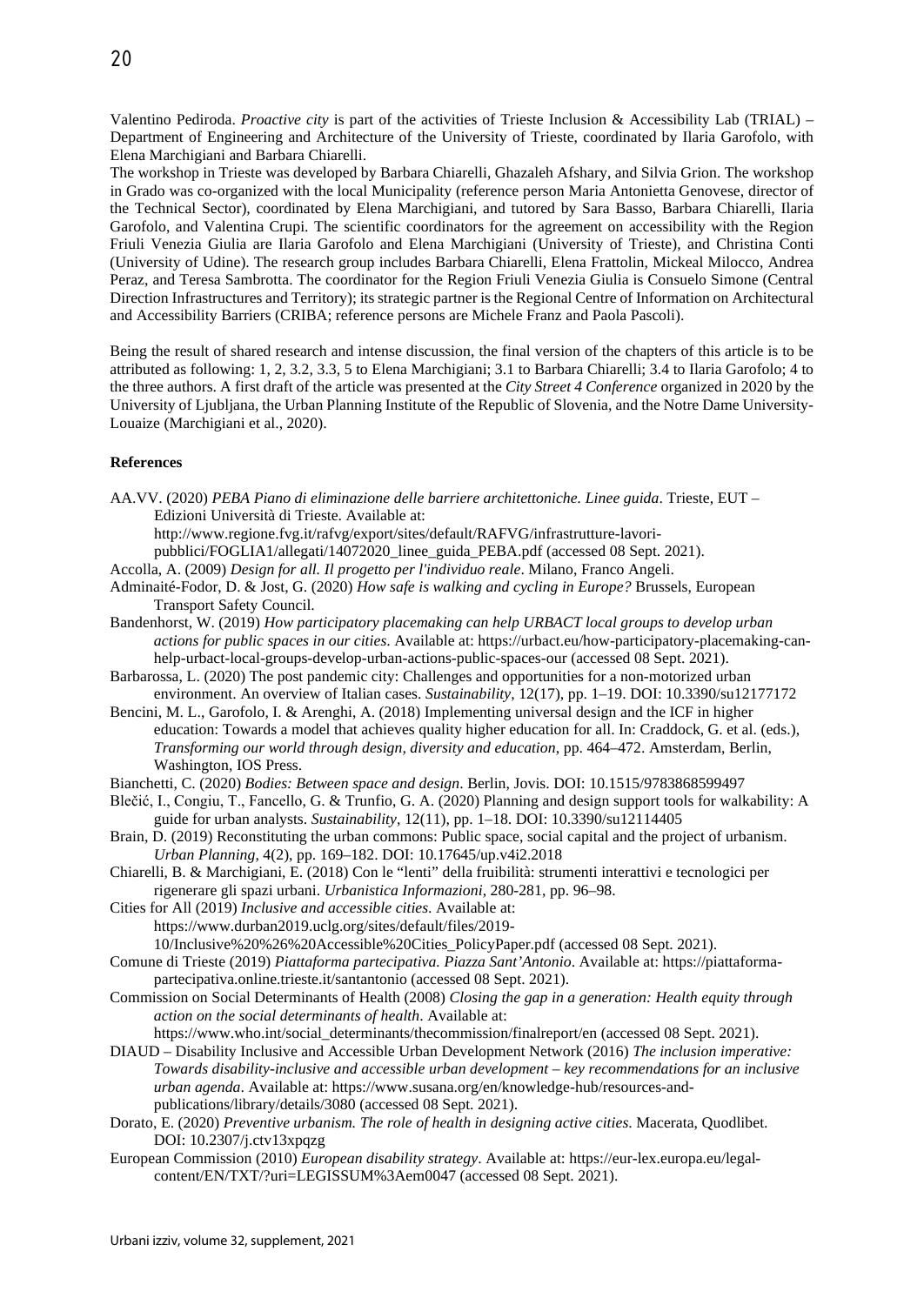Valentino Pediroda. *Proactive city* is part of the activities of Trieste Inclusion & Accessibility Lab (TRIAL) – Department of Engineering and Architecture of the University of Trieste, coordinated by Ilaria Garofolo, with Elena Marchigiani and Barbara Chiarelli.

The workshop in Trieste was developed by Barbara Chiarelli, Ghazaleh Afshary, and Silvia Grion. The workshop in Grado was co-organized with the local Municipality (reference person Maria Antonietta Genovese, director of the Technical Sector), coordinated by Elena Marchigiani, and tutored by Sara Basso, Barbara Chiarelli, Ilaria Garofolo, and Valentina Crupi. The scientific coordinators for the agreement on accessibility with the Region Friuli Venezia Giulia are Ilaria Garofolo and Elena Marchigiani (University of Trieste), and Christina Conti (University of Udine). The research group includes Barbara Chiarelli, Elena Frattolin, Mickeal Milocco, Andrea Peraz, and Teresa Sambrotta. The coordinator for the Region Friuli Venezia Giulia is Consuelo Simone (Central Direction Infrastructures and Territory); its strategic partner is the Regional Centre of Information on Architectural and Accessibility Barriers (CRIBA; reference persons are Michele Franz and Paola Pascoli).

Being the result of shared research and intense discussion, the final version of the chapters of this article is to be attributed as following: 1, 2, 3.2, 3.3, 5 to Elena Marchigiani; 3.1 to Barbara Chiarelli; 3.4 to Ilaria Garofolo; 4 to the three authors. A first draft of the article was presented at the *City Street 4 Conference* organized in 2020 by the University of Ljubljana, the Urban Planning Institute of the Republic of Slovenia, and the Notre Dame University-Louaize (Marchigiani et al., 2020).

**References**

AA.VV. (2020) *PEBA Piano di eliminazione delle barriere architettoniche. Linee guida*. Trieste, EUT – Edizioni Università di Trieste. Available at: http://www.regione.fvg.it/rafvg/export/sites/default/RAFVG/infrastrutture-lavori-pubblici/FOGLIA1/allegati/14072020_linee_guida_PEBA.pdf (accessed 08 Sept. 2021).

Accolla, A. (2009) *Design for all. Il progetto per l'individuo reale*. Milano, Franco Angeli.

Adminaité-Fodor, D. & Jost, G. (2020) *How safe is walking and cycling in Europe?* Brussels, European Transport Safety Council.

Bandenhorst, W. (2019) *How participatory placemaking can help URBACT local groups to develop urban actions for public spaces in our cities*. Available at: https://urbact.eu/how-participatory-placemaking-can-help-urbact-local-groups-develop-urban-actions-public-spaces-our (accessed 08 Sept. 2021).

Barbarossa, L. (2020) The post pandemic city: Challenges and opportunities for a non-motorized urban environment. An overview of Italian cases. *Sustainability*, 12(17), pp. 1–19. DOI: 10.3390/su12177172

Bencini, M. L., Garofolo, I. & Arenghi, A. (2018) Implementing universal design and the ICF in higher education: Towards a model that achieves quality higher education for all. In: Craddock, G. et al. (eds.), *Transforming our world through design, diversity and education*, pp. 464–472. Amsterdam, Berlin, Washington, IOS Press.

Bianchetti, C. (2020) *Bodies: Between space and design*. Berlin, Jovis. DOI: 10.1515/9783868599497

Blečić, I., Congiu, T., Fancello, G. & Trunfio, G. A. (2020) Planning and design support tools for walkability: A guide for urban analysts. *Sustainability*, 12(11), pp. 1–18. DOI: 10.3390/su12114405

Brain, D. (2019) Reconstituting the urban commons: Public space, social capital and the project of urbanism. *Urban Planning*, 4(2), pp. 169–182. DOI: 10.17645/up.v4i2.2018

Chiarelli, B. & Marchigiani, E. (2018) Con le "lenti" della fruibilità: strumenti interattivi e tecnologici per rigenerare gli spazi urbani. *Urbanistica Informazioni*, 280-281, pp. 96–98.

Cities for All (2019) *Inclusive and accessible cities*. Available at: https://www.durban2019.uclg.org/sites/default/files/2019-10/Inclusive%20%26%20Accessible%20Cities_PolicyPaper.pdf (accessed 08 Sept. 2021).

Comune di Trieste (2019) *Piattaforma partecipativa. Piazza Sant'Antonio*. Available at: https://piattaforma-partecipativa.online.trieste.it/santantonio (accessed 08 Sept. 2021).

Commission on Social Determinants of Health (2008) *Closing the gap in a generation: Health equity through action on the social determinants of health*. Available at: https://www.who.int/social_determinants/thecommission/finalreport/en (accessed 08 Sept. 2021).

DIAUD – Disability Inclusive and Accessible Urban Development Network (2016) *The inclusion imperative: Towards disability-inclusive and accessible urban development – key recommendations for an inclusive urban agenda*. Available at: https://www.susana.org/en/knowledge-hub/resources-and-publications/library/details/3080 (accessed 08 Sept. 2021).

Dorato, E. (2020) *Preventive urbanism. The role of health in designing active cities*. Macerata, Quodlibet. DOI: 10.2307/j.ctv13xpqzg

European Commission (2010) *European disability strategy*. Available at: https://eur-lex.europa.eu/legal-content/EN/TXT/?uri=LEGISSUM%3Aem0047 (accessed 08 Sept. 2021).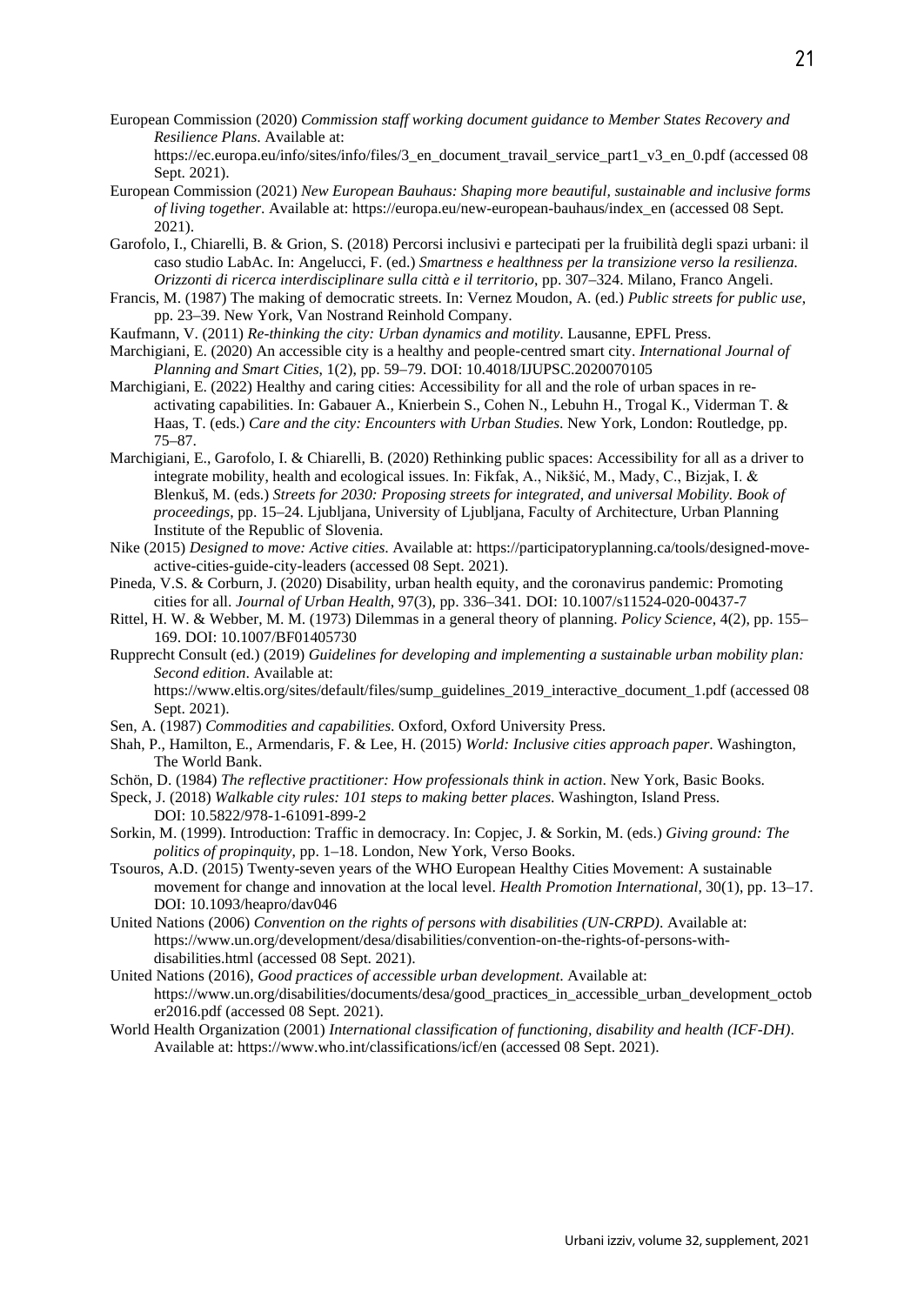European Commission (2020) *Commission staff working document guidance to Member States Recovery and Resilience Plans*. Available at: https://ec.europa.eu/info/sites/info/files/3_en_document_travail_service_part1_v3_en_0.pdf (accessed 08 Sept. 2021).

European Commission (2021) *New European Bauhaus: Shaping more beautiful, sustainable and inclusive forms of living together*. Available at: https://europa.eu/new-european-bauhaus/index_en (accessed 08 Sept. 2021).

Garofolo, I., Chiarelli, B. & Grion, S. (2018) Percorsi inclusivi e partecipati per la fruibilità degli spazi urbani: il caso studio LabAc. In: Angelucci, F. (ed.) *Smartness e healthness per la transizione verso la resilienza. Orizzonti di ricerca interdisciplinare sulla città e il territorio*, pp. 307–324. Milano, Franco Angeli.

Francis, M. (1987) The making of democratic streets. In: Vernez Moudon, A. (ed.) *Public streets for public use*, pp. 23–39. New York, Van Nostrand Reinhold Company.

Kaufmann, V. (2011) *Re-thinking the city: Urban dynamics and motility*. Lausanne, EPFL Press.

Marchigiani, E. (2020) An accessible city is a healthy and people-centred smart city. *International Journal of Planning and Smart Cities*, 1(2), pp. 59–79. DOI: 10.4018/IJUPSC.2020070105

Marchigiani, E. (2022) Healthy and caring cities: Accessibility for all and the role of urban spaces in re-activating capabilities. In: Gabauer A., Knierbein S., Cohen N., Lebuhn H., Trogal K., Viderman T. & Haas, T. (eds.) *Care and the city: Encounters with Urban Studies*. New York, London: Routledge, pp. 75–87.

Marchigiani, E., Garofolo, I. & Chiarelli, B. (2020) Rethinking public spaces: Accessibility for all as a driver to integrate mobility, health and ecological issues. In: Fikfak, A., Nikšić, M., Mady, C., Bizjak, I. & Blenkuš, M. (eds.) *Streets for 2030: Proposing streets for integrated, and universal Mobility. Book of proceedings*, pp. 15–24. Ljubljana, University of Ljubljana, Faculty of Architecture, Urban Planning Institute of the Republic of Slovenia.

Nike (2015) *Designed to move: Active cities*. Available at: https://participatoryplanning.ca/tools/designed-move-active-cities-guide-city-leaders (accessed 08 Sept. 2021).

Pineda, V.S. & Corburn, J. (2020) Disability, urban health equity, and the coronavirus pandemic: Promoting cities for all. *Journal of Urban Health*, 97(3), pp. 336–341. DOI: 10.1007/s11524-020-00437-7

Rittel, H. W. & Webber, M. M. (1973) Dilemmas in a general theory of planning. *Policy Science*, 4(2), pp. 155–169. DOI: 10.1007/BF01405730

Rupprecht Consult (ed.) (2019) *Guidelines for developing and implementing a sustainable urban mobility plan: Second edition*. Available at: https://www.eltis.org/sites/default/files/sump_guidelines_2019_interactive_document_1.pdf (accessed 08 Sept. 2021).

Sen, A. (1987) *Commodities and capabilities*. Oxford, Oxford University Press.

Shah, P., Hamilton, E., Armendaris, F. & Lee, H. (2015) *World: Inclusive cities approach paper*. Washington, The World Bank.

Schön, D. (1984) *The reflective practitioner: How professionals think in action*. New York, Basic Books.

Speck, J. (2018) *Walkable city rules: 101 steps to making better places*. Washington, Island Press. DOI: 10.5822/978-1-61091-899-2

Sorkin, M. (1999). Introduction: Traffic in democracy. In: Copjec, J. & Sorkin, M. (eds.) *Giving ground: The politics of propinquity*, pp. 1–18. London, New York, Verso Books.

Tsouros, A.D. (2015) Twenty-seven years of the WHO European Healthy Cities Movement: A sustainable movement for change and innovation at the local level. *Health Promotion International*, 30(1), pp. 13–17. DOI: 10.1093/heapro/dav046

United Nations (2006) *Convention on the rights of persons with disabilities (UN-CRPD)*. Available at: https://www.un.org/development/desa/disabilities/convention-on-the-rights-of-persons-with-disabilities.html (accessed 08 Sept. 2021).

United Nations (2016), *Good practices of accessible urban development*. Available at: https://www.un.org/disabilities/documents/desa/good_practices_in_accessible_urban_development_october2016.pdf (accessed 08 Sept. 2021).

World Health Organization (2001) *International classification of functioning, disability and health (ICF-DH)*. Available at: https://www.who.int/classifications/icf/en (accessed 08 Sept. 2021).